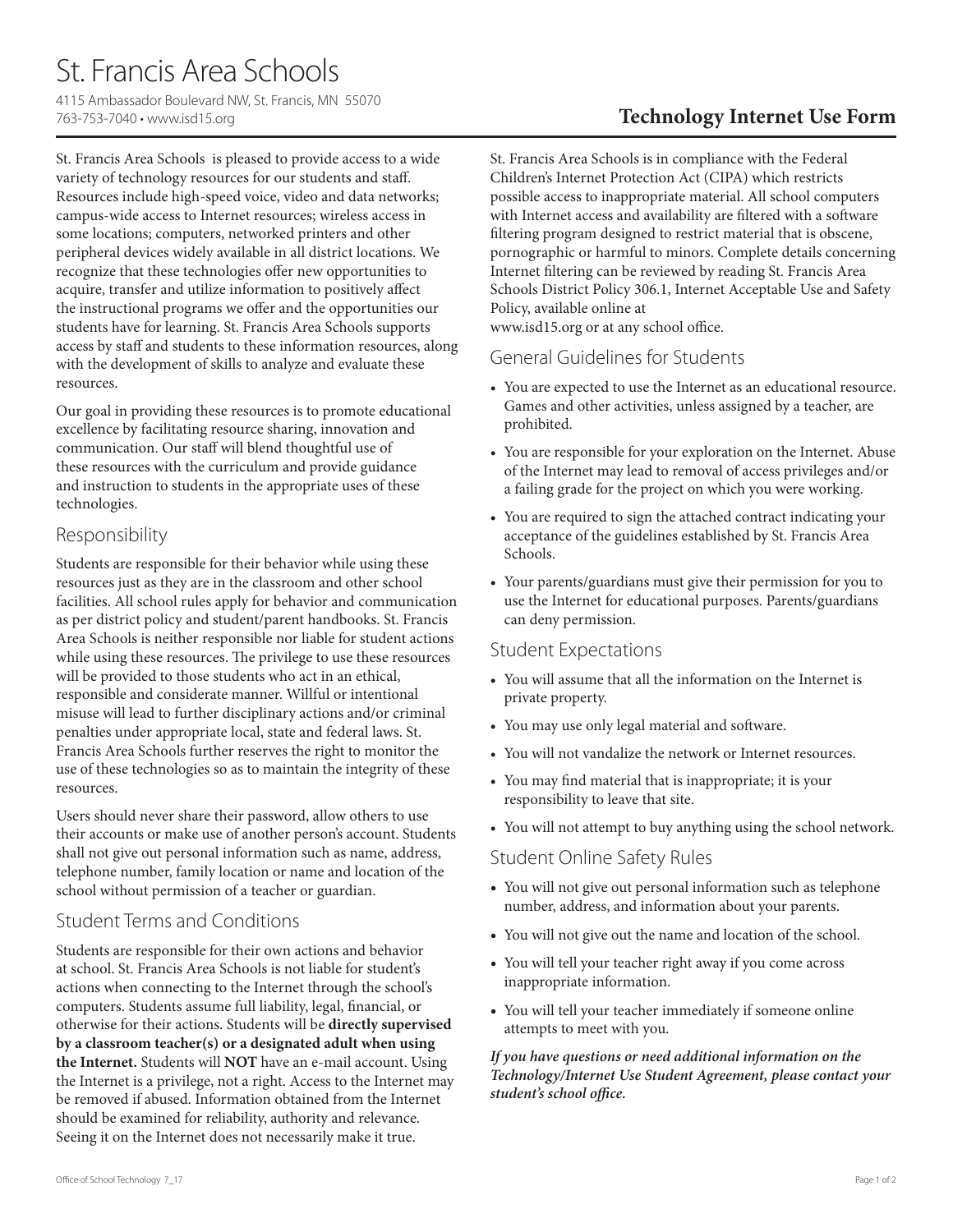# St. Francis Area Schools

4115 Ambassador Boulevard NW, St. Francis, MN 55070
763-753-7040 • www.isd15.org

## Technology Internet Use Form

St. Francis Area Schools is pleased to provide access to a wide variety of technology resources for our students and staff. Resources include high-speed voice, video and data networks; campus-wide access to Internet resources; wireless access in some locations; computers, networked printers and other peripheral devices widely available in all district locations. We recognize that these technologies offer new opportunities to acquire, transfer and utilize information to positively affect the instructional programs we offer and the opportunities our students have for learning. St. Francis Area Schools supports access by staff and students to these information resources, along with the development of skills to analyze and evaluate these resources.

Our goal in providing these resources is to promote educational excellence by facilitating resource sharing, innovation and communication. Our staff will blend thoughtful use of these resources with the curriculum and provide guidance and instruction to students in the appropriate uses of these technologies.

### Responsibility

Students are responsible for their behavior while using these resources just as they are in the classroom and other school facilities. All school rules apply for behavior and communication as per district policy and student/parent handbooks. St. Francis Area Schools is neither responsible nor liable for student actions while using these resources. The privilege to use these resources will be provided to those students who act in an ethical, responsible and considerate manner. Willful or intentional misuse will lead to further disciplinary actions and/or criminal penalties under appropriate local, state and federal laws. St. Francis Area Schools further reserves the right to monitor the use of these technologies so as to maintain the integrity of these resources.

Users should never share their password, allow others to use their accounts or make use of another person's account. Students shall not give out personal information such as name, address, telephone number, family location or name and location of the school without permission of a teacher or guardian.

### Student Terms and Conditions

Students are responsible for their own actions and behavior at school. St. Francis Area Schools is not liable for student's actions when connecting to the Internet through the school's computers. Students assume full liability, legal, financial, or otherwise for their actions. Students will be **directly supervised by a classroom teacher(s) or a designated adult when using the Internet.** Students will **NOT** have an e-mail account. Using the Internet is a privilege, not a right. Access to the Internet may be removed if abused. Information obtained from the Internet should be examined for reliability, authority and relevance. Seeing it on the Internet does not necessarily make it true.

St. Francis Area Schools is in compliance with the Federal Children's Internet Protection Act (CIPA) which restricts possible access to inappropriate material. All school computers with Internet access and availability are filtered with a software filtering program designed to restrict material that is obscene, pornographic or harmful to minors. Complete details concerning Internet filtering can be reviewed by reading St. Francis Area Schools District Policy 306.1, Internet Acceptable Use and Safety Policy, available online at
www.isd15.org or at any school office.

### General Guidelines for Students

- You are expected to use the Internet as an educational resource. Games and other activities, unless assigned by a teacher, are prohibited.
- You are responsible for your exploration on the Internet. Abuse of the Internet may lead to removal of access privileges and/or a failing grade for the project on which you were working.
- You are required to sign the attached contract indicating your acceptance of the guidelines established by St. Francis Area Schools.
- Your parents/guardians must give their permission for you to use the Internet for educational purposes. Parents/guardians can deny permission.

### Student Expectations

- You will assume that all the information on the Internet is private property.
- You may use only legal material and software.
- You will not vandalize the network or Internet resources.
- You may find material that is inappropriate; it is your responsibility to leave that site.
- You will not attempt to buy anything using the school network.

### Student Online Safety Rules

- You will not give out personal information such as telephone number, address, and information about your parents.
- You will not give out the name and location of the school.
- You will tell your teacher right away if you come across inappropriate information.
- You will tell your teacher immediately if someone online attempts to meet with you.

***If you have questions or need additional information on the Technology/Internet Use Student Agreement, please contact your student's school office.***

Office of School Technology 7_17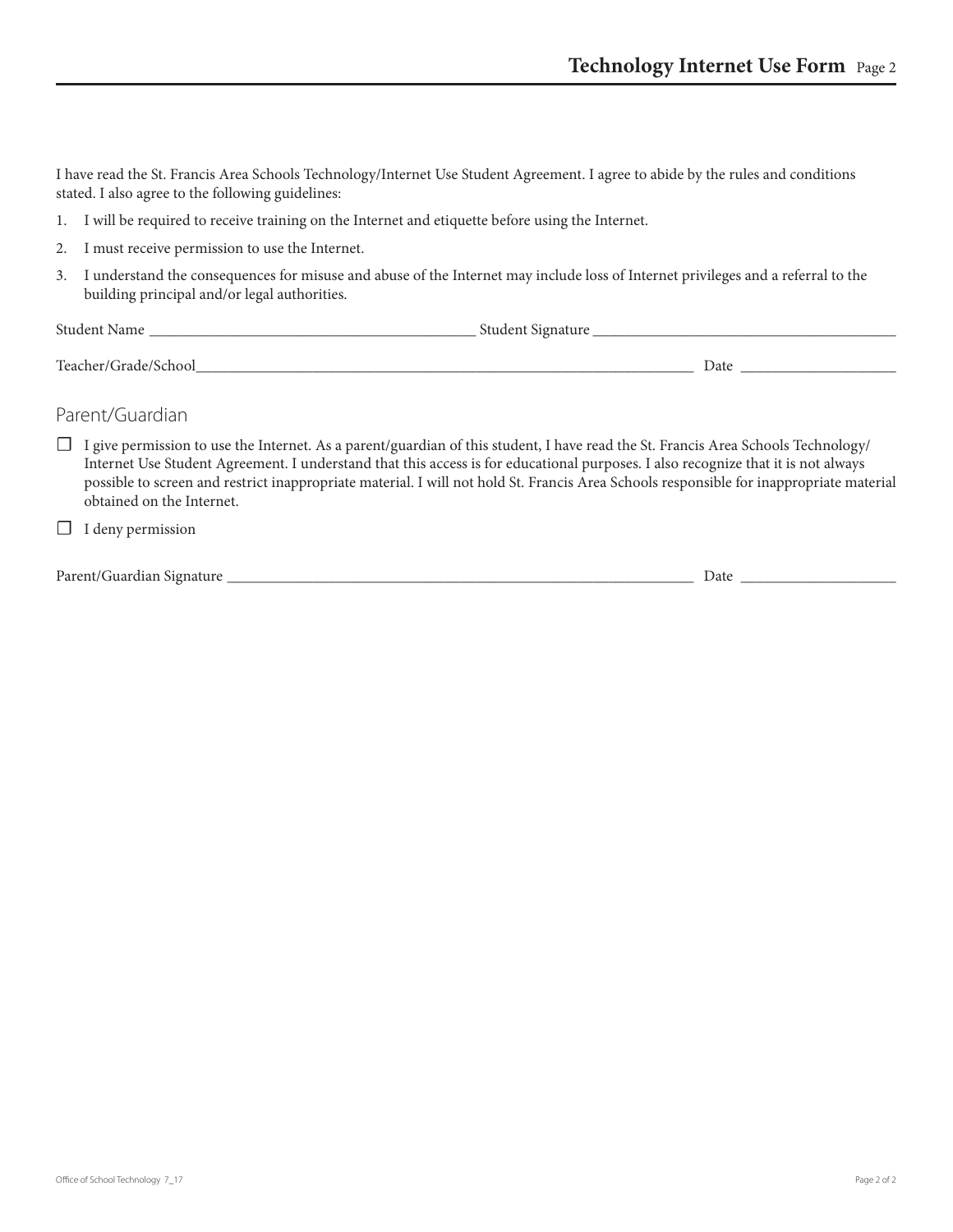I have read the St. Francis Area Schools Technology/Internet Use Student Agreement. I agree to abide by the rules and conditions stated. I also agree to the following guidelines:

1. I will be required to receive training on the Internet and etiquette before using the Internet.
2. I must receive permission to use the Internet.
3. I understand the consequences for misuse and abuse of the Internet may include loss of Internet privileges and a referral to the building principal and/or legal authorities.

Student Name ___________________________________________ Student Signature ________________________________________

Teacher/Grade/School__________________________________________________________________ Date _____________________

## Parent/Guardian

☐ I give permission to use the Internet. As a parent/guardian of this student, I have read the St. Francis Area Schools Technology/Internet Use Student Agreement. I understand that this access is for educational purposes. I also recognize that it is not always possible to screen and restrict inappropriate material. I will not hold St. Francis Area Schools responsible for inappropriate material obtained on the Internet.

☐ I deny permission

Parent/Guardian Signature ______________________________________________________________ Date _____________________

Office of School Technology 7_17